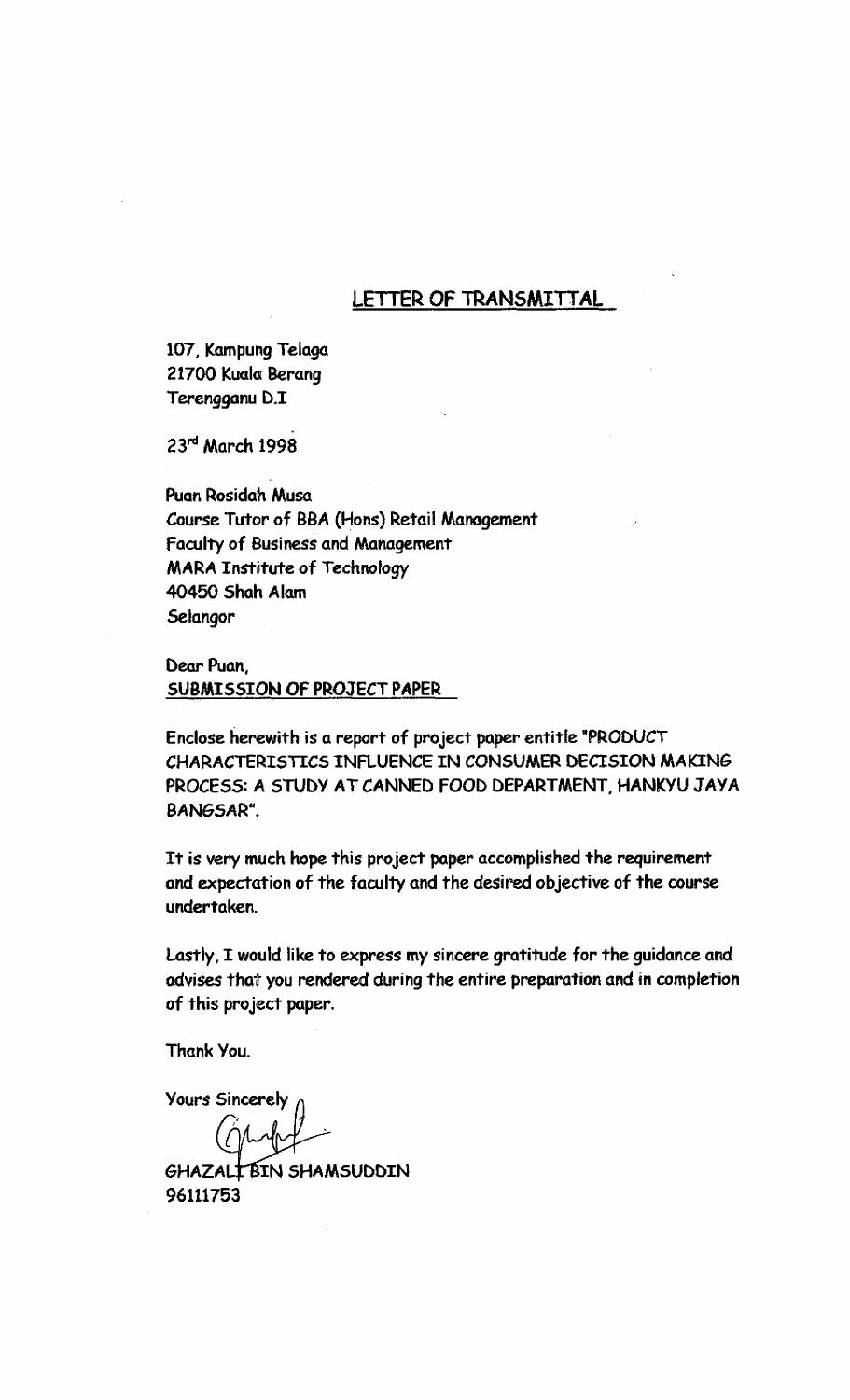## LETTER OF TRANSMITTAL

107, Kampung Telaga
21700 Kuala Berang
Terengganu D.I

23rd March 1998

Puan Rosidah Musa
Course Tutor of BBA (Hons) Retail Management
Faculty of Business and Management
MARA Institute of Technology
40450 Shah Alam
Selangor

Dear Puan,

**SUBMISSION OF PROJECT PAPER**

Enclose herewith is a report of project paper entitle "PRODUCT CHARACTERISTICS INFLUENCE IN CONSUMER DECISION MAKING PROCESS: A STUDY AT CANNED FOOD DEPARTMENT, HANKYU JAYA BANGSAR".

It is very much hope this project paper accomplished the requirement and expectation of the faculty and the desired objective of the course undertaken.

Lastly, I would like to express my sincere gratitude for the guidance and advises that you rendered during the entire preparation and in completion of this project paper.

Thank You.

Yours Sincerely

GHAZALI BIN SHAMSUDDIN
96111753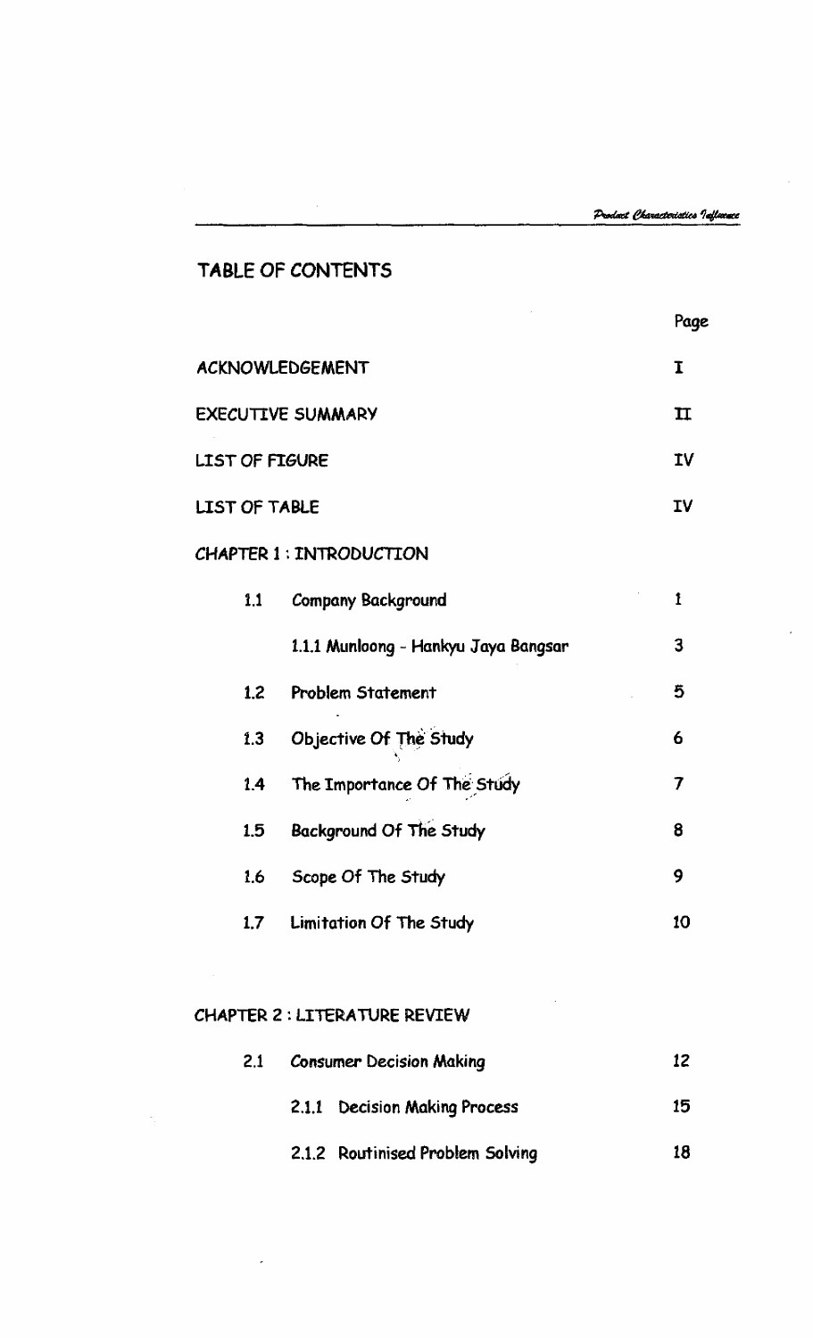## TABLE OF CONTENTS

| | | Page |
|---|---|---|
| ACKNOWLEDGEMENT | | I |
| EXECUTIVE SUMMARY | | II |
| LIST OF FIGURE | | IV |
| LIST OF TABLE | | IV |
| CHAPTER 1 : INTRODUCTION | | |
| 1.1 | Company Background | 1 |
| | 1.1.1 Munloong - Hankyu Jaya Bangsar | 3 |
| 1.2 | Problem Statement | 5 |
| 1.3 | Objective Of The Study | 6 |
| 1.4 | The Importance Of The Study | 7 |
| 1.5 | Background Of The Study | 8 |
| 1.6 | Scope Of The Study | 9 |
| 1.7 | Limitation Of The Study | 10 |
| CHAPTER 2 : LITERATURE REVIEW | | |
| 2.1 | Consumer Decision Making | 12 |
| | 2.1.1 Decision Making Process | 15 |
| | 2.1.2 Routinised Problem Solving | 18 |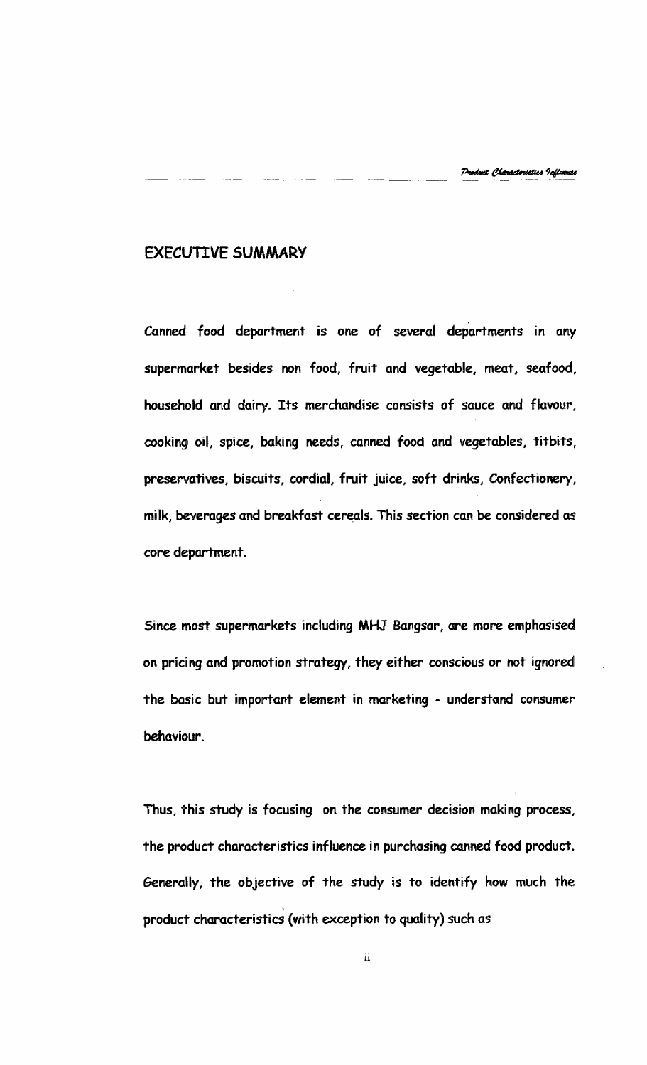## EXECUTIVE SUMMARY

Canned food department is one of several departments in any supermarket besides non food, fruit and vegetable, meat, seafood, household and dairy. Its merchandise consists of sauce and flavour, cooking oil, spice, baking needs, canned food and vegetables, titbits, preservatives, biscuits, cordial, fruit juice, soft drinks, Confectionery, milk, beverages and breakfast cereals. This section can be considered as core department.

Since most supermarkets including MHJ Bangsar, are more emphasised on pricing and promotion strategy, they either conscious or not ignored the basic but important element in marketing - understand consumer behaviour.

Thus, this study is focusing on the consumer decision making process, the product characteristics influence in purchasing canned food product. Generally, the objective of the study is to identify how much the product characteristics (with exception to quality) such as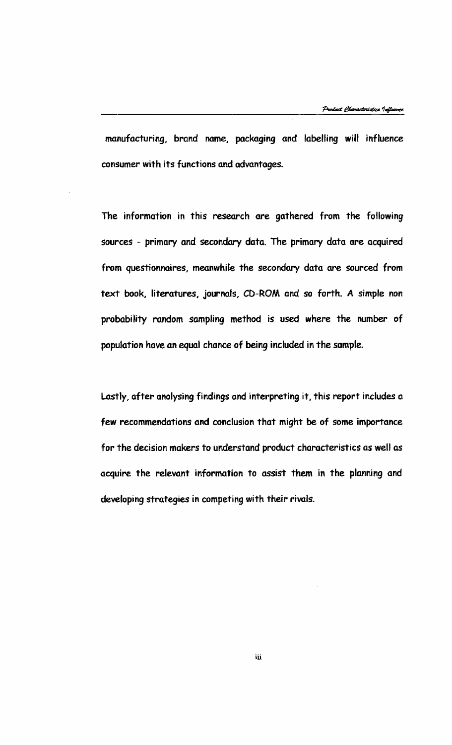manufacturing, brand name, packaging and labelling will influence consumer with its functions and advantages.

The information in this research are gathered from the following sources - primary and secondary data. The primary data are acquired from questionnaires, meanwhile the secondary data are sourced from text book, literatures, journals, CD-ROM and so forth. A simple non probability random sampling method is used where the number of population have an equal chance of being included in the sample.

Lastly, after analysing findings and interpreting it, this report includes a few recommendations and conclusion that might be of some importance for the decision makers to understand product characteristics as well as acquire the relevant information to assist them in the planning and developing strategies in competing with their rivals.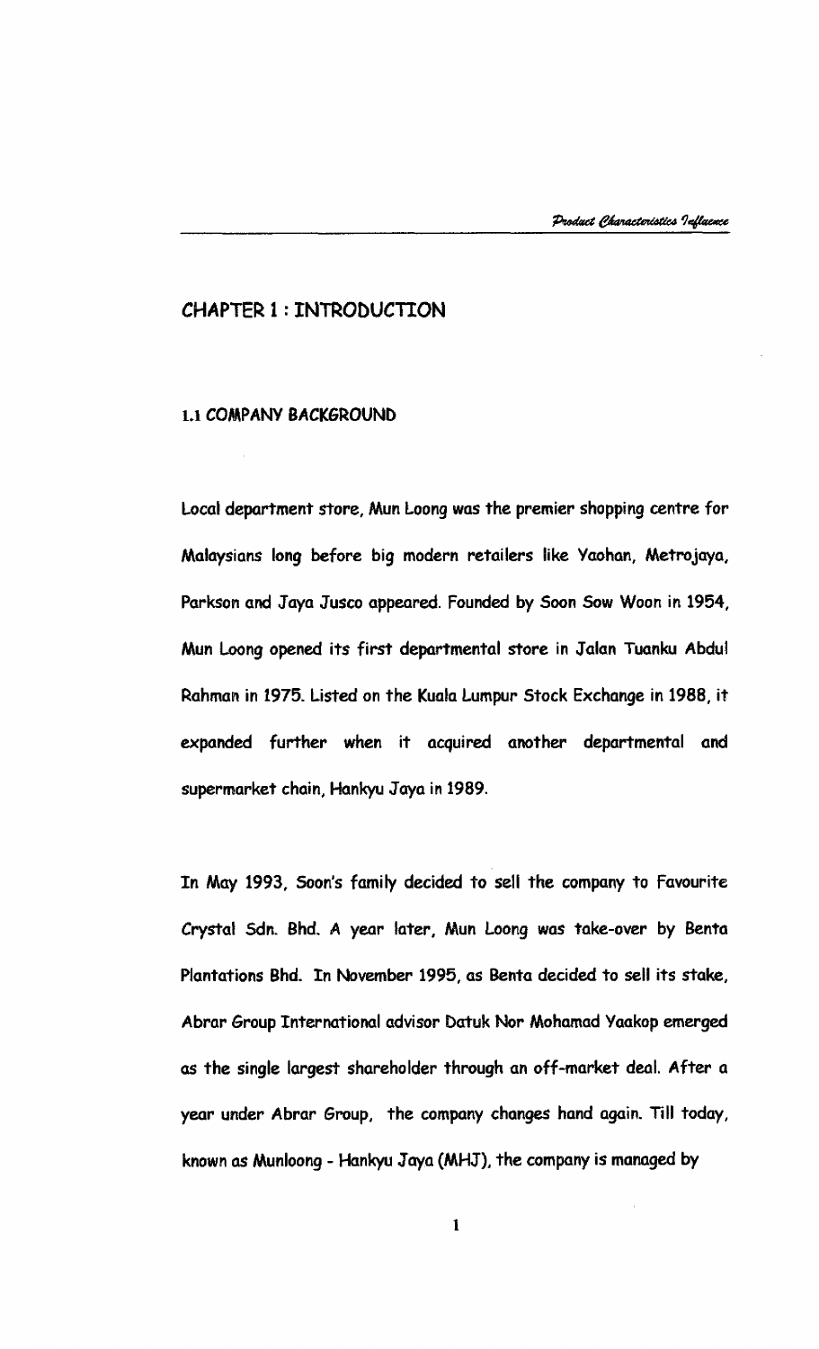# CHAPTER 1 : INTRODUCTION

## 1.1 COMPANY BACKGROUND

Local department store, Mun Loong was the premier shopping centre for Malaysians long before big modern retailers like Yaohan, Metrojaya, Parkson and Jaya Jusco appeared. Founded by Soon Sow Woon in 1954, Mun Loong opened its first departmental store in Jalan Tuanku Abdul Rahman in 1975. Listed on the Kuala Lumpur Stock Exchange in 1988, it expanded further when it acquired another departmental and supermarket chain, Hankyu Jaya in 1989.

In May 1993, Soon's family decided to sell the company to Favourite Crystal Sdn. Bhd. A year later, Mun Loong was take-over by Benta Plantations Bhd. In November 1995, as Benta decided to sell its stake, Abrar Group International advisor Datuk Nor Mohamad Yaakop emerged as the single largest shareholder through an off-market deal. After a year under Abrar Group, the company changes hand again. Till today, known as Munloong - Hankyu Jaya (MHJ), the company is managed by